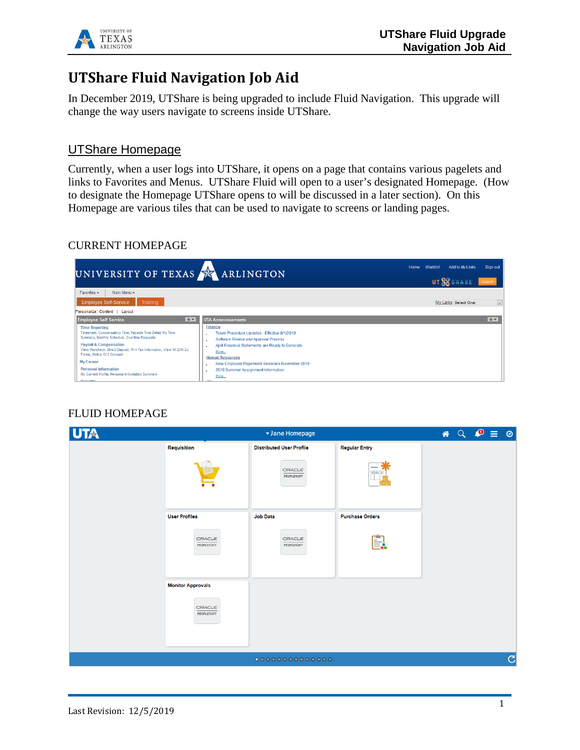# UTShare Fluid Navigation Job Aid

In December 2019, UTShare is being upgraded to include Fluid Navigation. This upgrade will change the way users navigate to screens inside UTShare.

## UTShare Homepage

Currently, when a user logs into UTShare, it opens on a page that contains various pagelets and links to Favorites and Menus. UTShare Fluid will open to a user's designated Homepage. (How to designate the Homepage UTShare opens to will be discussed in a later section). On this Homepage are various tiles that can be used to navigate to screens or landing pages.

CURRENT HOMEPAGE

FLUID HOMEPAGE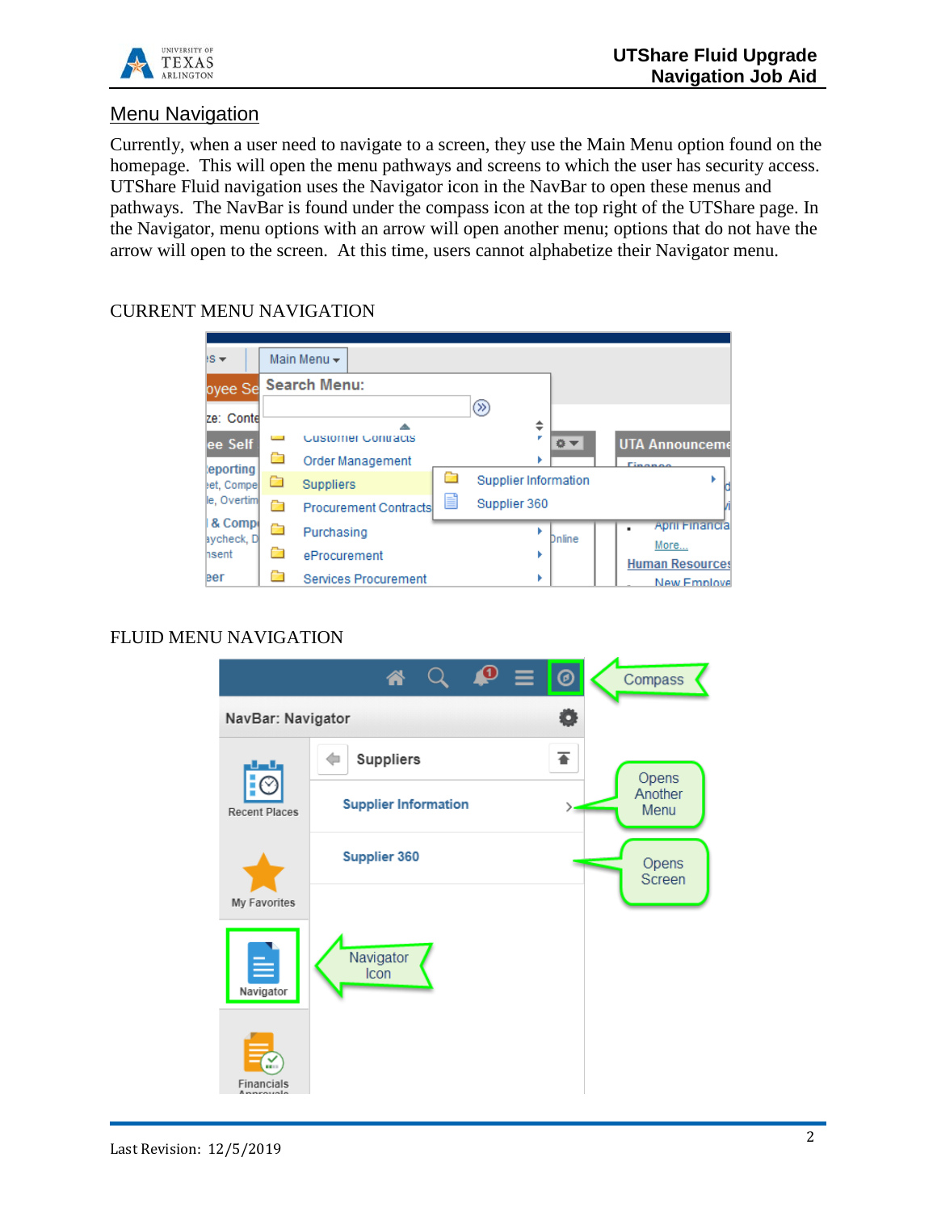## Menu Navigation

Currently, when a user need to navigate to a screen, they use the Main Menu option found on the homepage. This will open the menu pathways and screens to which the user has security access. UTShare Fluid navigation uses the Navigator icon in the NavBar to open these menus and pathways. The NavBar is found under the compass icon at the top right of the UTShare page. In the Navigator, menu options with an arrow will open another menu; options that do not have the arrow will open to the screen. At this time, users cannot alphabetize their Navigator menu.

CURRENT MENU NAVIGATION

FLUID MENU NAVIGATION

Last Revision: 12/5/2019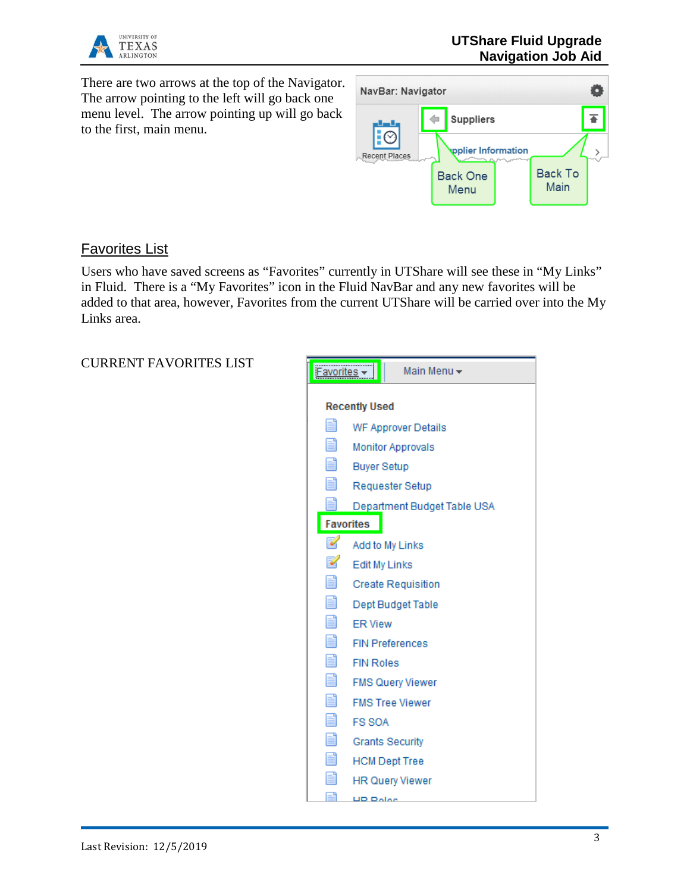There are two arrows at the top of the Navigator. The arrow pointing to the left will go back one menu level. The arrow pointing up will go back to the first, main menu.

## Favorites List

Users who have saved screens as "Favorites" currently in UTShare will see these in "My Links" in Fluid. There is a "My Favorites" icon in the Fluid NavBar and any new favorites will be added to that area, however, Favorites from the current UTShare will be carried over into the My Links area.

CURRENT FAVORITES LIST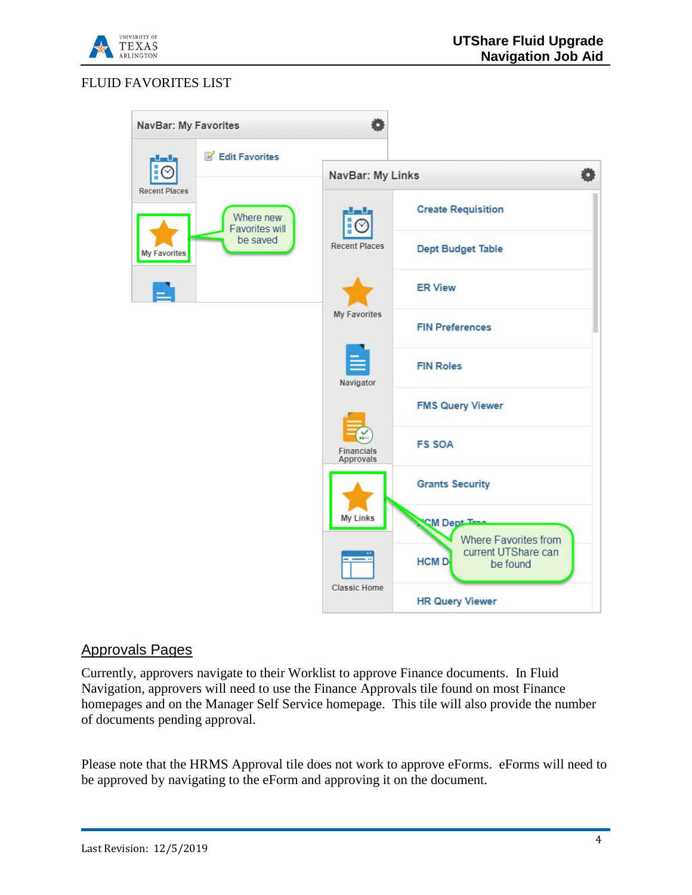FLUID FAVORITES LIST

## Approvals Pages

Currently, approvers navigate to their Worklist to approve Finance documents. In Fluid Navigation, approvers will need to use the Finance Approvals tile found on most Finance homepages and on the Manager Self Service homepage. This tile will also provide the number of documents pending approval.

Please note that the HRMS Approval tile does not work to approve eForms. eForms will need to be approved by navigating to the eForm and approving it on the document.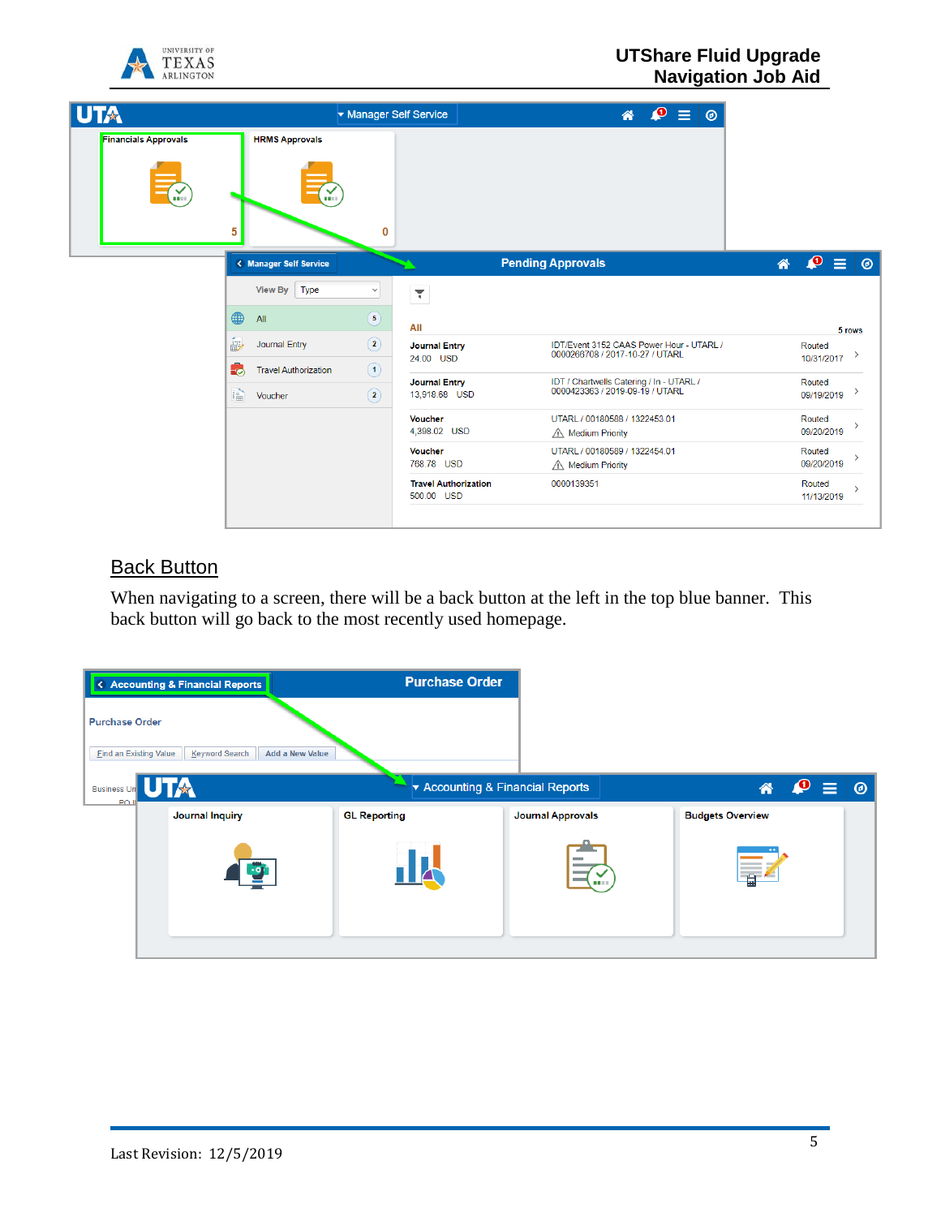## Back Button

When navigating to a screen, there will be a back button at the left in the top blue banner. This back button will go back to the most recently used homepage.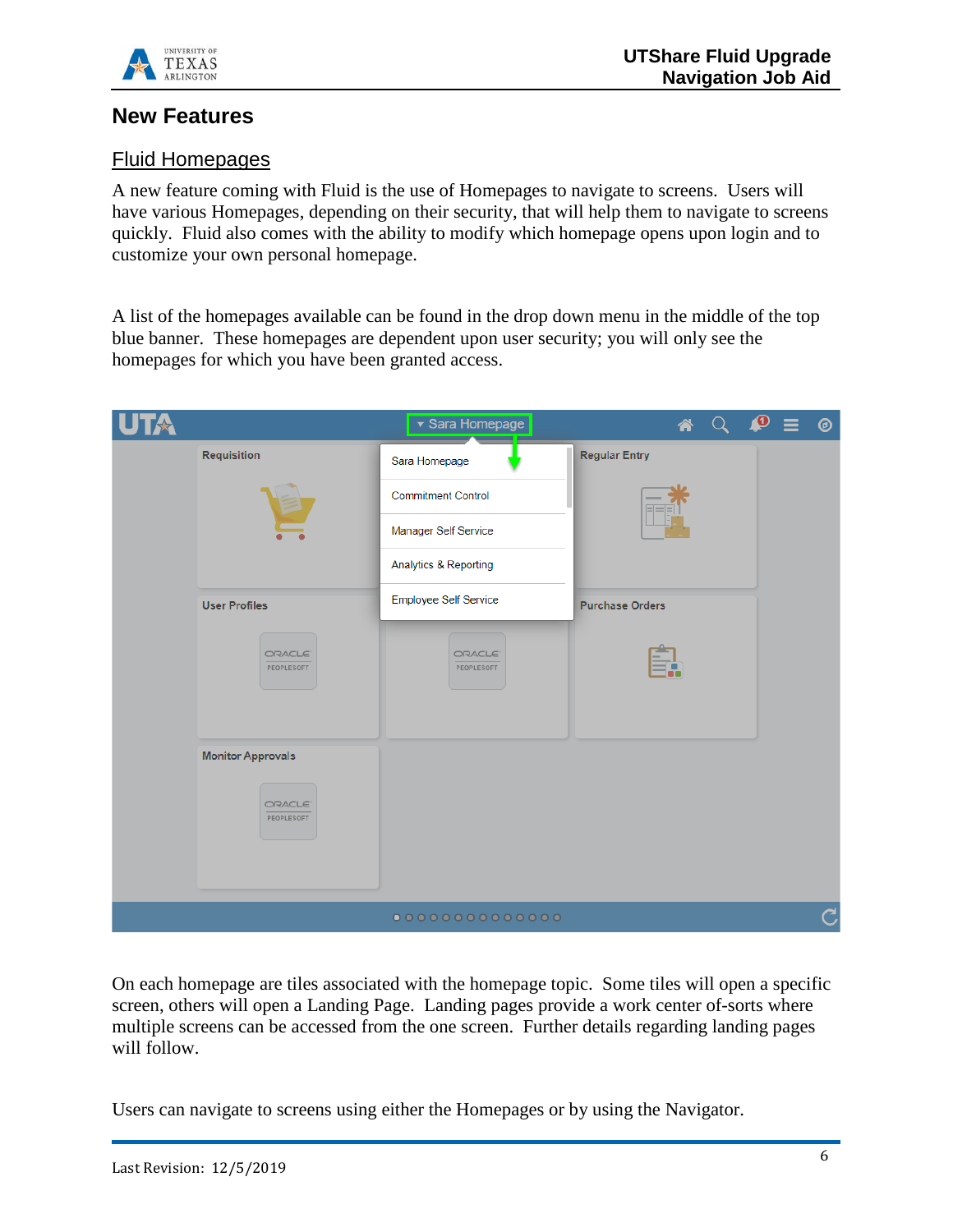## New Features

### Fluid Homepages

A new feature coming with Fluid is the use of Homepages to navigate to screens. Users will have various Homepages, depending on their security, that will help them to navigate to screens quickly. Fluid also comes with the ability to modify which homepage opens upon login and to customize your own personal homepage.

A list of the homepages available can be found in the drop down menu in the middle of the top blue banner. These homepages are dependent upon user security; you will only see the homepages for which you have been granted access.

On each homepage are tiles associated with the homepage topic. Some tiles will open a specific screen, others will open a Landing Page. Landing pages provide a work center of-sorts where multiple screens can be accessed from the one screen. Further details regarding landing pages will follow.

Users can navigate to screens using either the Homepages or by using the Navigator.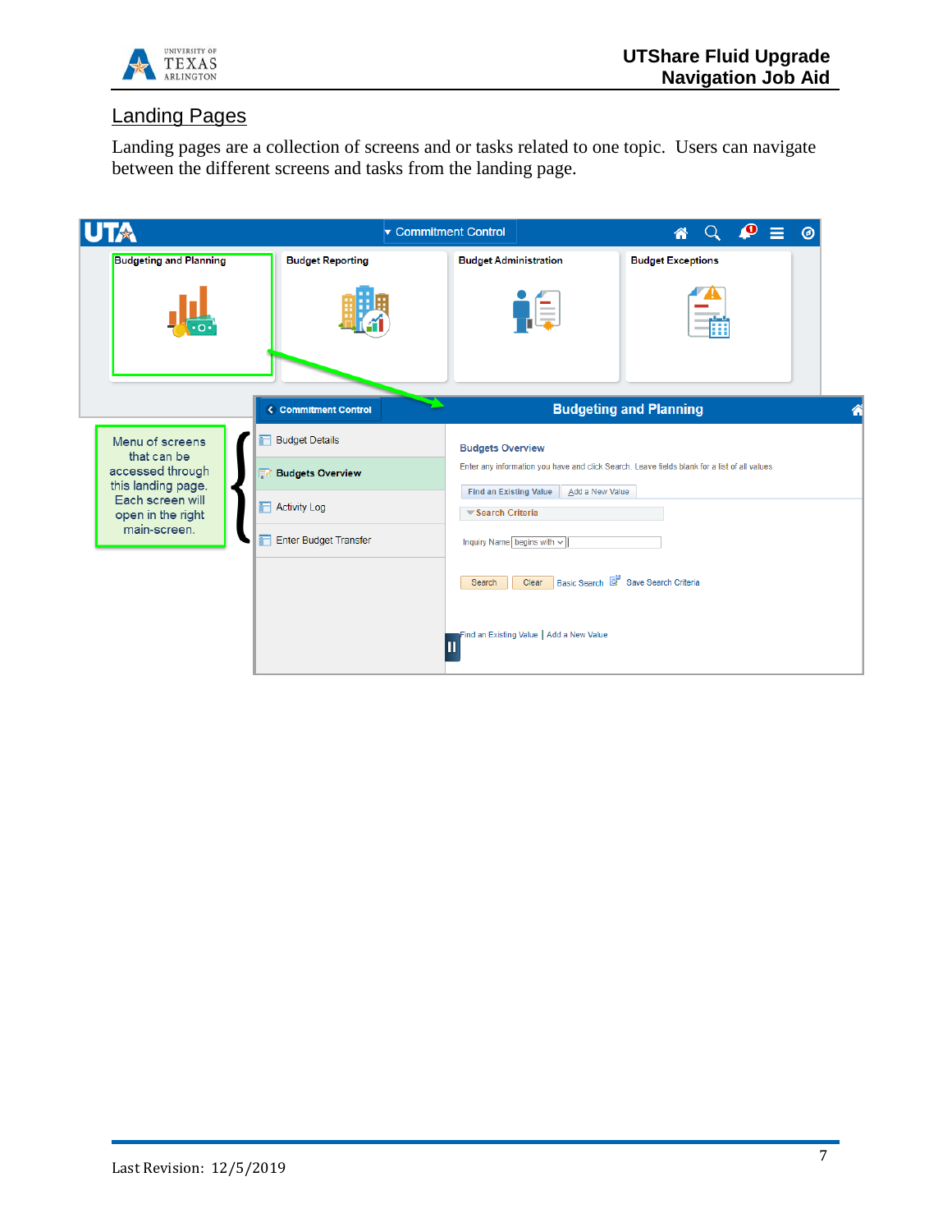## Landing Pages

Landing pages are a collection of screens and or tasks related to one topic. Users can navigate between the different screens and tasks from the landing page.

Menu of screens that can be accessed through this landing page. Each screen will open in the right main-screen.